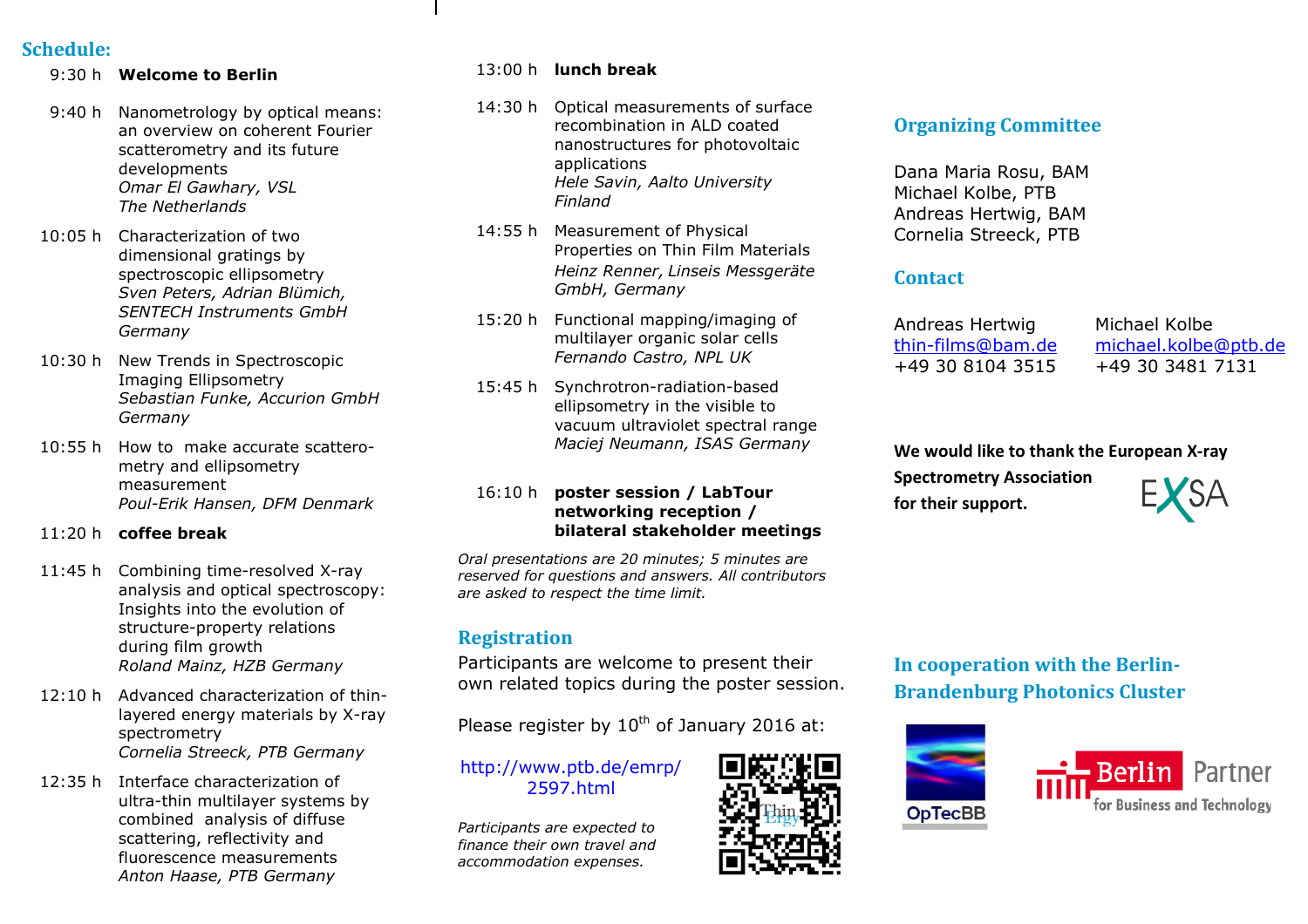## Schedule:

**9:30 h** **Welcome to Berlin**

**9:40 h** Nanometrology by optical means: an overview on coherent Fourier scatterometry and its future developments
*Omar El Gawhary, VSL The Netherlands*

**10:05 h** Characterization of two dimensional gratings by spectroscopic ellipsometry
*Sven Peters, Adrian Blümich, SENTECH Instruments GmbH Germany*

**10:30 h** New Trends in Spectroscopic Imaging Ellipsometry
*Sebastian Funke, Accurion GmbH Germany*

**10:55 h** How to make accurate scattero-metry and ellipsometry measurement
*Poul-Erik Hansen, DFM Denmark*

**11:20 h** **coffee break**

**11:45 h** Combining time-resolved X-ray analysis and optical spectroscopy: Insights into the evolution of structure-property relations during film growth
*Roland Mainz, HZB Germany*

**12:10 h** Advanced characterization of thin-layered energy materials by X-ray spectrometry
*Cornelia Streeck, PTB Germany*

**12:35 h** Interface characterization of ultra-thin multilayer systems by combined analysis of diffuse scattering, reflectivity and fluorescence measurements
*Anton Haase, PTB Germany*

**13:00 h** **lunch break**

**14:30 h** Optical measurements of surface recombination in ALD coated nanostructures for photovoltaic applications
*Hele Savin, Aalto University Finland*

**14:55 h** Measurement of Physical Properties on Thin Film Materials
*Heinz Renner, Linseis Messgeräte GmbH, Germany*

**15:20 h** Functional mapping/imaging of multilayer organic solar cells
*Fernando Castro, NPL UK*

**15:45 h** Synchrotron-radiation-based ellipsometry in the visible to vacuum ultraviolet spectral range
*Maciej Neumann, ISAS Germany*

**16:10 h** **poster session / LabTour networking reception / bilateral stakeholder meetings**

*Oral presentations are 20 minutes; 5 minutes are reserved for questions and answers. All contributors are asked to respect the time limit.*

## Registration

Participants are welcome to present their own related topics during the poster session.

Please register by 10th of January 2016 at:

http://www.ptb.de/emrp/2597.html

*Participants are expected to finance their own travel and accommodation expenses.*

## Organizing Committee

Dana Maria Rosu, BAM
Michael Kolbe, PTB
Andreas Hertwig, BAM
Cornelia Streeck, PTB

## Contact

| Andreas Hertwig | Michael Kolbe |
|---|---|
| thin-films@bam.de | michael.kolbe@ptb.de |
| +49 30 8104 3515 | +49 30 3481 7131 |

**We would like to thank the European X-ray Spectrometry Association for their support.**

EXSA

## In cooperation with the Berlin-Brandenburg Photonics Cluster

OpTecBB

Berlin Partner for Business and Technology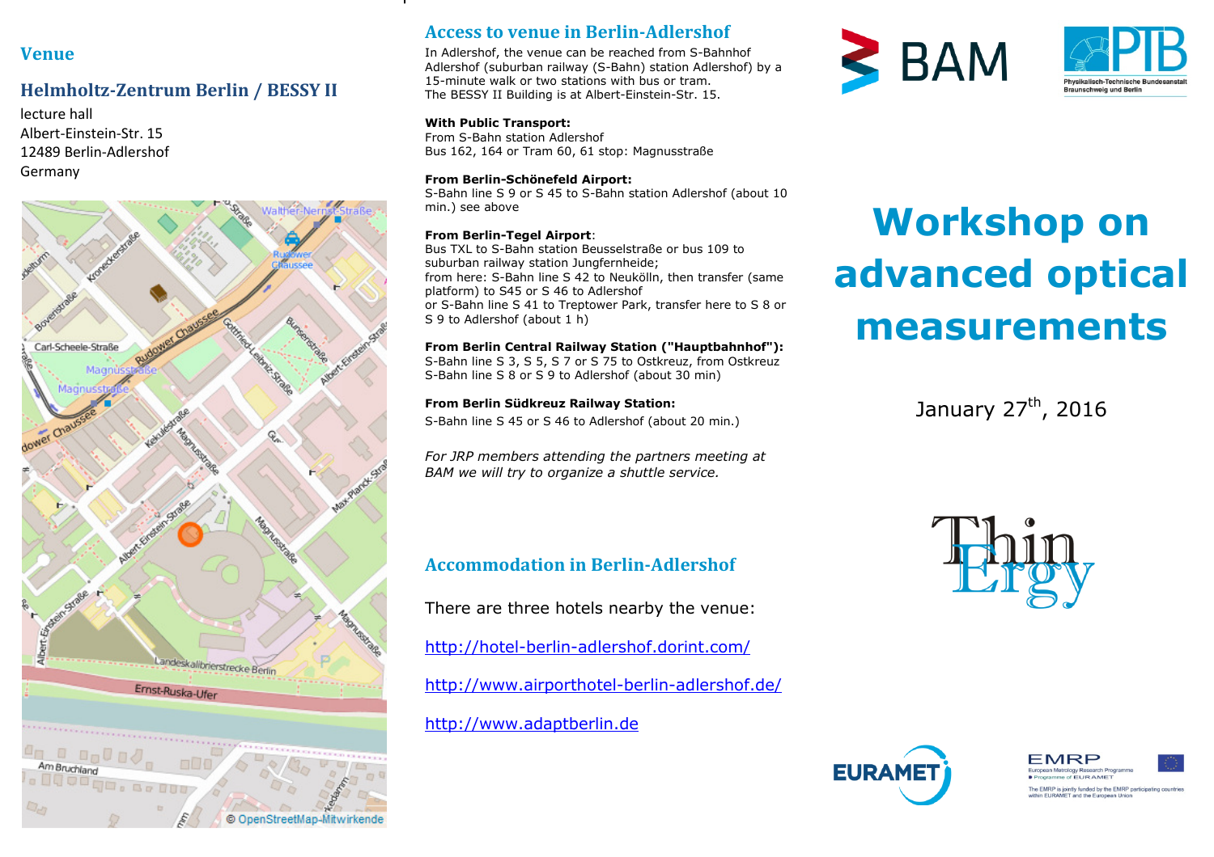## Venue

### Helmholtz-Zentrum Berlin / BESSY II

lecture hall
Albert-Einstein-Str. 15
12489 Berlin-Adlershof
Germany

## Access to venue in Berlin-Adlershof

In Adlershof, the venue can be reached from S-Bahnhof Adlershof (suburban railway (S-Bahn) station Adlershof) by a 15-minute walk or two stations with bus or tram.
The BESSY II Building is at Albert-Einstein-Str. 15.

**With Public Transport:**
From S-Bahn station Adlershof
Bus 162, 164 or Tram 60, 61 stop: Magnusstraße

**From Berlin-Schönefeld Airport:**
S-Bahn line S 9 or S 45 to S-Bahn station Adlershof (about 10 min.) see above

**From Berlin-Tegel Airport**:
Bus TXL to S-Bahn station Beusselstraße or bus 109 to suburban railway station Jungfernheide;
from here: S-Bahn line S 42 to Neukölln, then transfer (same platform) to S45 or S 46 to Adlershof
or S-Bahn line S 41 to Treptower Park, transfer here to S 8 or S 9 to Adlershof (about 1 h)

**From Berlin Central Railway Station ("Hauptbahnhof"):**
S-Bahn line S 3, S 5, S 7 or S 75 to Ostkreuz, from Ostkreuz S-Bahn line S 8 or S 9 to Adlershof (about 30 min)

**From Berlin Südkreuz Railway Station:**
S-Bahn line S 45 or S 46 to Adlershof (about 20 min.)

*For JRP members attending the partners meeting at BAM we will try to organize a shuttle service.*

## Accommodation in Berlin-Adlershof

There are three hotels nearby the venue:

http://hotel-berlin-adlershof.dorint.com/

http://www.airporthotel-berlin-adlershof.de/

http://www.adaptberlin.de

# Workshop on advanced optical measurements

January 27th, 2016